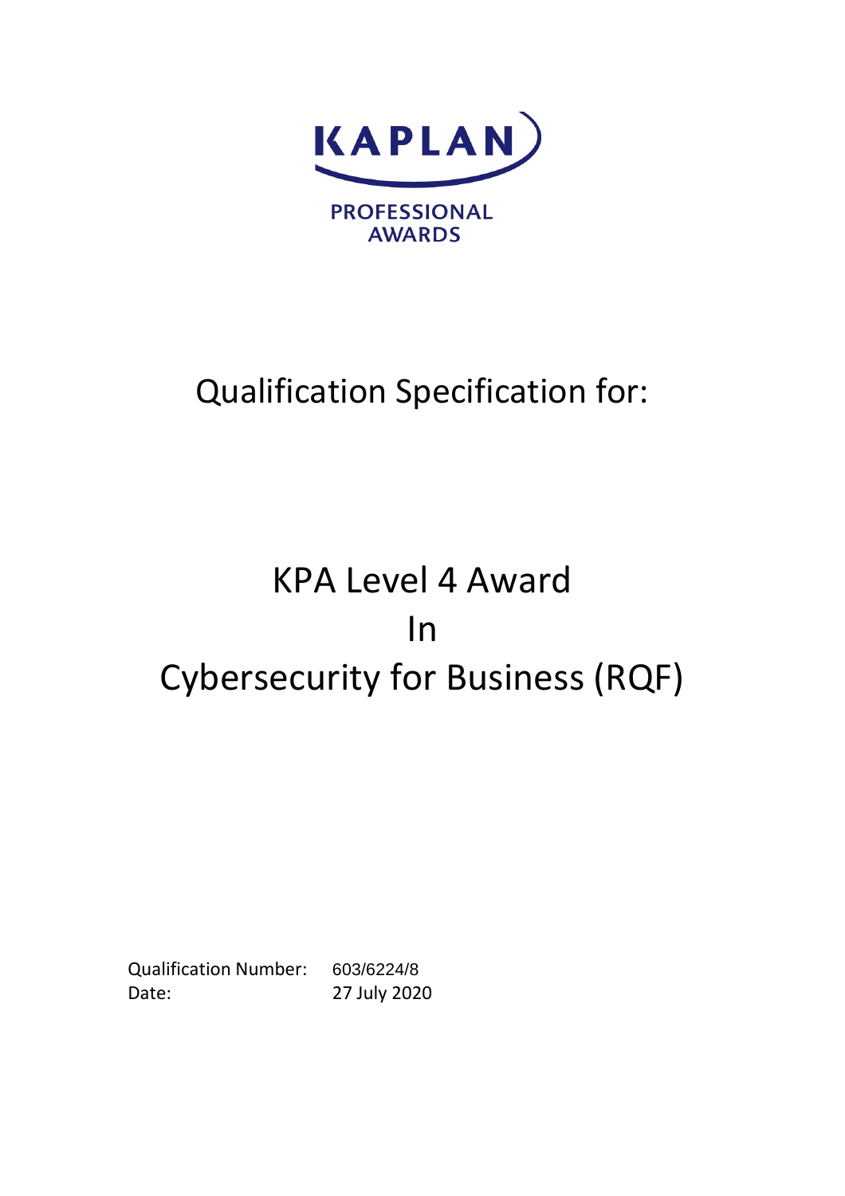KAPLAN

PROFESSIONAL AWARDS

# Qualification Specification for:

# KPA Level 4 Award In Cybersecurity for Business (RQF)

Qualification Number: 603/6224/8

Date: 27 July 2020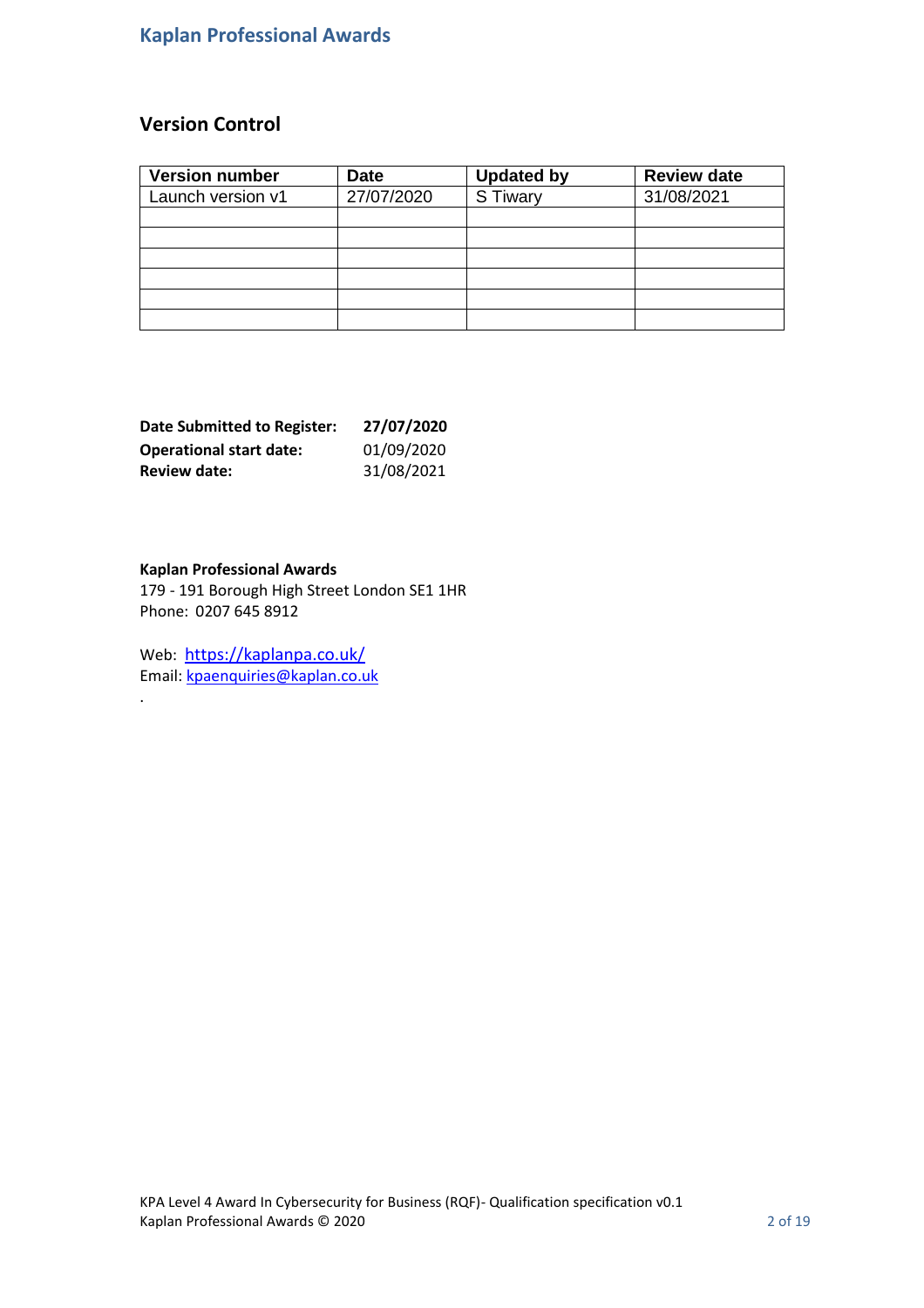## Version Control

| Version number | Date | Updated by | Review date |
|---|---|---|---|
| Launch version v1 | 27/07/2020 | S Tiwary | 31/08/2021 |
| | | | |
| | | | |
| | | | |
| | | | |
| | | | |
| | | | |

**Date Submitted to Register:** **27/07/2020**
**Operational start date:** 01/09/2020
**Review date:** 31/08/2021

**Kaplan Professional Awards**
179 - 191 Borough High Street London SE1 1HR
Phone: 0207 645 8912

Web: https://kaplanpa.co.uk/
Email: kpaenquiries@kaplan.co.uk

.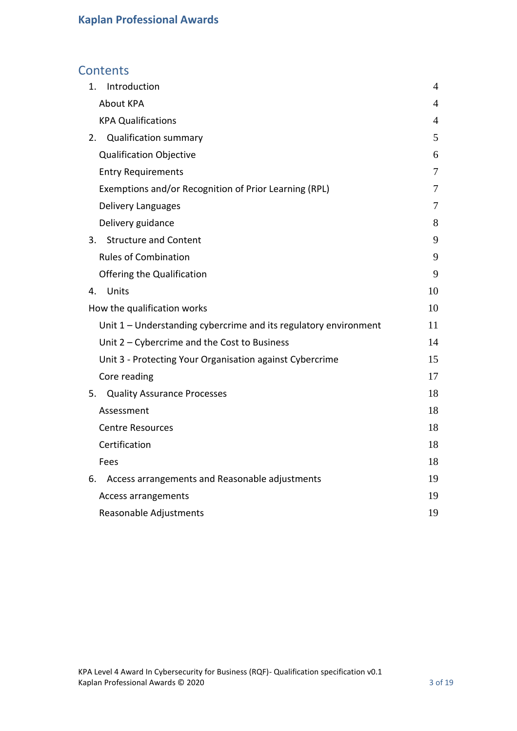## Contents

| | |
|---|---|
| 1. Introduction | 4 |
| About KPA | 4 |
| KPA Qualifications | 4 |
| 2. Qualification summary | 5 |
| Qualification Objective | 6 |
| Entry Requirements | 7 |
| Exemptions and/or Recognition of Prior Learning (RPL) | 7 |
| Delivery Languages | 7 |
| Delivery guidance | 8 |
| 3. Structure and Content | 9 |
| Rules of Combination | 9 |
| Offering the Qualification | 9 |
| 4. Units | 10 |
| How the qualification works | 10 |
| Unit 1 – Understanding cybercrime and its regulatory environment | 11 |
| Unit 2 – Cybercrime and the Cost to Business | 14 |
| Unit 3 - Protecting Your Organisation against Cybercrime | 15 |
| Core reading | 17 |
| 5. Quality Assurance Processes | 18 |
| Assessment | 18 |
| Centre Resources | 18 |
| Certification | 18 |
| Fees | 18 |
| 6. Access arrangements and Reasonable adjustments | 19 |
| Access arrangements | 19 |
| Reasonable Adjustments | 19 |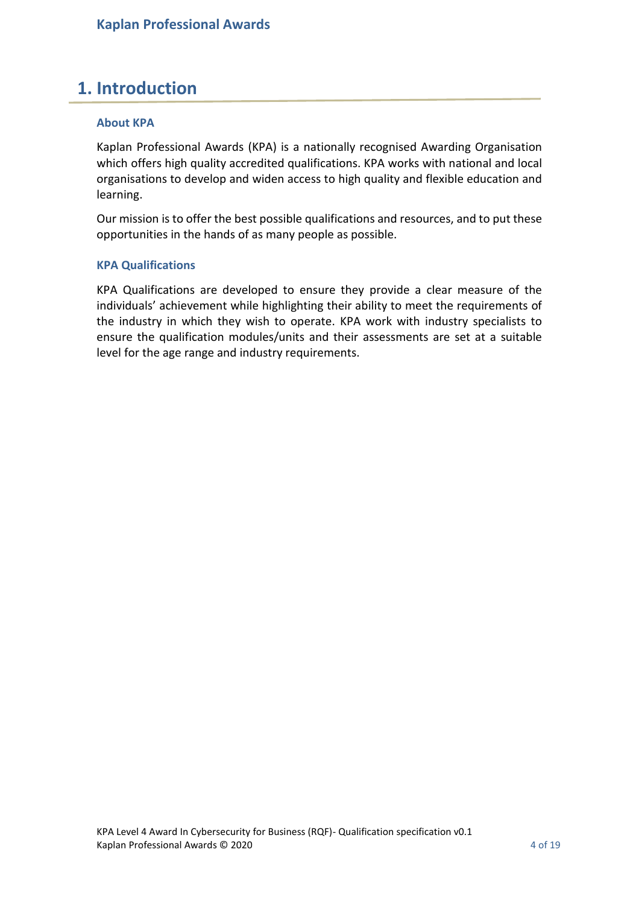# 1. Introduction

### About KPA

Kaplan Professional Awards (KPA) is a nationally recognised Awarding Organisation which offers high quality accredited qualifications. KPA works with national and local organisations to develop and widen access to high quality and flexible education and learning.

Our mission is to offer the best possible qualifications and resources, and to put these opportunities in the hands of as many people as possible.

### KPA Qualifications

KPA Qualifications are developed to ensure they provide a clear measure of the individuals' achievement while highlighting their ability to meet the requirements of the industry in which they wish to operate. KPA work with industry specialists to ensure the qualification modules/units and their assessments are set at a suitable level for the age range and industry requirements.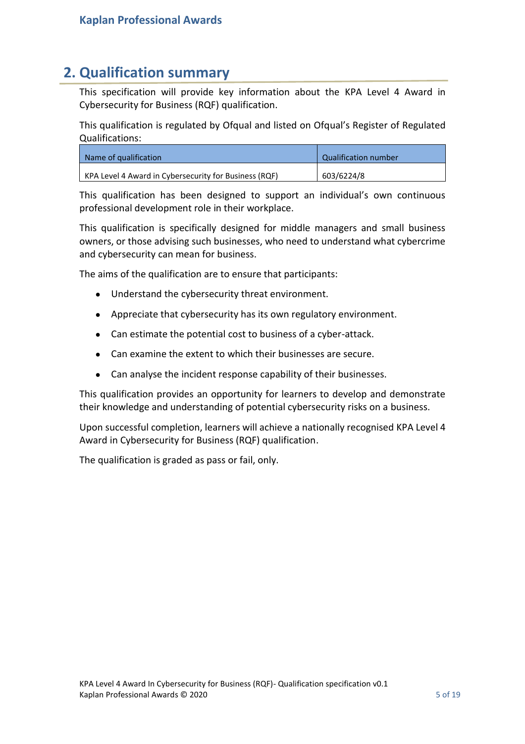## 2. Qualification summary

This specification will provide key information about the KPA Level 4 Award in Cybersecurity for Business (RQF) qualification.

This qualification is regulated by Ofqual and listed on Ofqual's Register of Regulated Qualifications:

| Name of qualification | Qualification number |
|---|---|
| KPA Level 4 Award in Cybersecurity for Business (RQF) | 603/6224/8 |

This qualification has been designed to support an individual's own continuous professional development role in their workplace.

This qualification is specifically designed for middle managers and small business owners, or those advising such businesses, who need to understand what cybercrime and cybersecurity can mean for business.

The aims of the qualification are to ensure that participants:

- Understand the cybersecurity threat environment.
- Appreciate that cybersecurity has its own regulatory environment.
- Can estimate the potential cost to business of a cyber-attack.
- Can examine the extent to which their businesses are secure.
- Can analyse the incident response capability of their businesses.

This qualification provides an opportunity for learners to develop and demonstrate their knowledge and understanding of potential cybersecurity risks on a business.

Upon successful completion, learners will achieve a nationally recognised KPA Level 4 Award in Cybersecurity for Business (RQF) qualification.

The qualification is graded as pass or fail, only.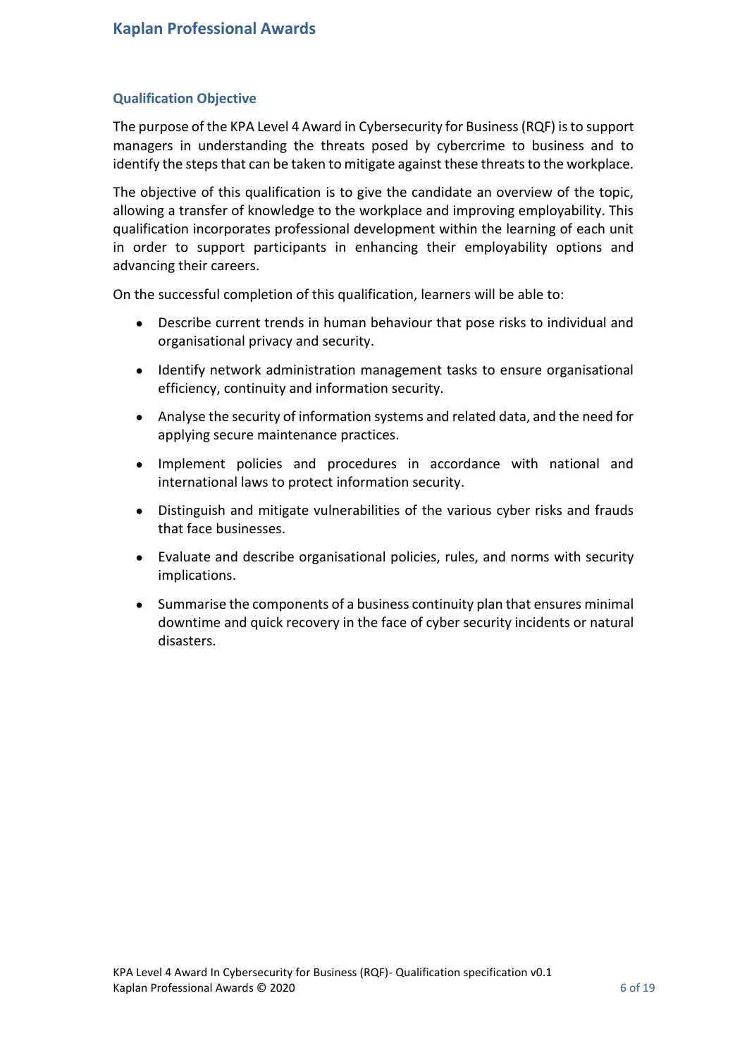## Qualification Objective

The purpose of the KPA Level 4 Award in Cybersecurity for Business (RQF) is to support managers in understanding the threats posed by cybercrime to business and to identify the steps that can be taken to mitigate against these threats to the workplace.

The objective of this qualification is to give the candidate an overview of the topic, allowing a transfer of knowledge to the workplace and improving employability. This qualification incorporates professional development within the learning of each unit in order to support participants in enhancing their employability options and advancing their careers.

On the successful completion of this qualification, learners will be able to:

- Describe current trends in human behaviour that pose risks to individual and organisational privacy and security.
- Identify network administration management tasks to ensure organisational efficiency, continuity and information security.
- Analyse the security of information systems and related data, and the need for applying secure maintenance practices.
- Implement policies and procedures in accordance with national and international laws to protect information security.
- Distinguish and mitigate vulnerabilities of the various cyber risks and frauds that face businesses.
- Evaluate and describe organisational policies, rules, and norms with security implications.
- Summarise the components of a business continuity plan that ensures minimal downtime and quick recovery in the face of cyber security incidents or natural disasters.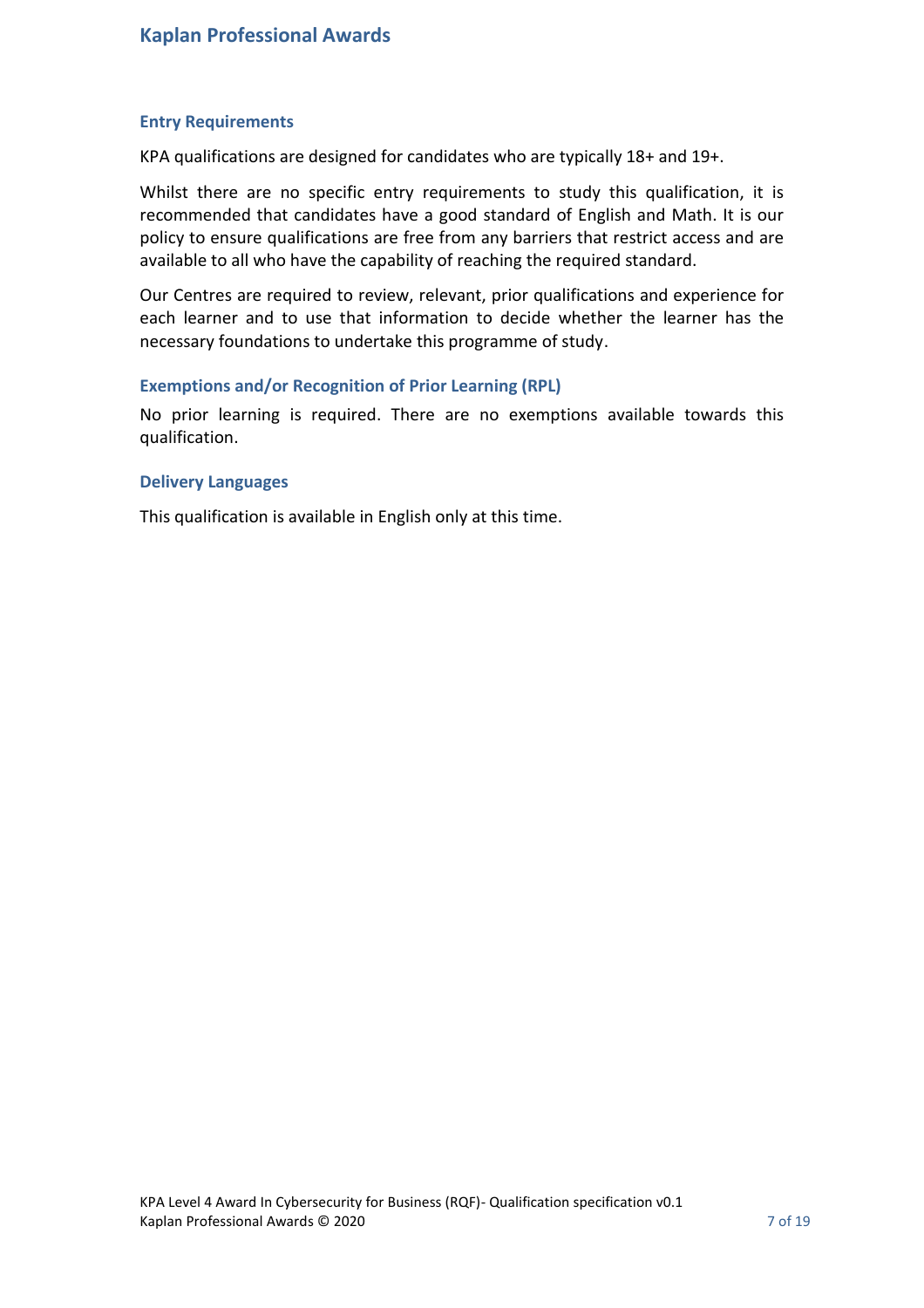## Entry Requirements

KPA qualifications are designed for candidates who are typically 18+ and 19+.

Whilst there are no specific entry requirements to study this qualification, it is recommended that candidates have a good standard of English and Math. It is our policy to ensure qualifications are free from any barriers that restrict access and are available to all who have the capability of reaching the required standard.

Our Centres are required to review, relevant, prior qualifications and experience for each learner and to use that information to decide whether the learner has the necessary foundations to undertake this programme of study.

## Exemptions and/or Recognition of Prior Learning (RPL)

No prior learning is required. There are no exemptions available towards this qualification.

## Delivery Languages

This qualification is available in English only at this time.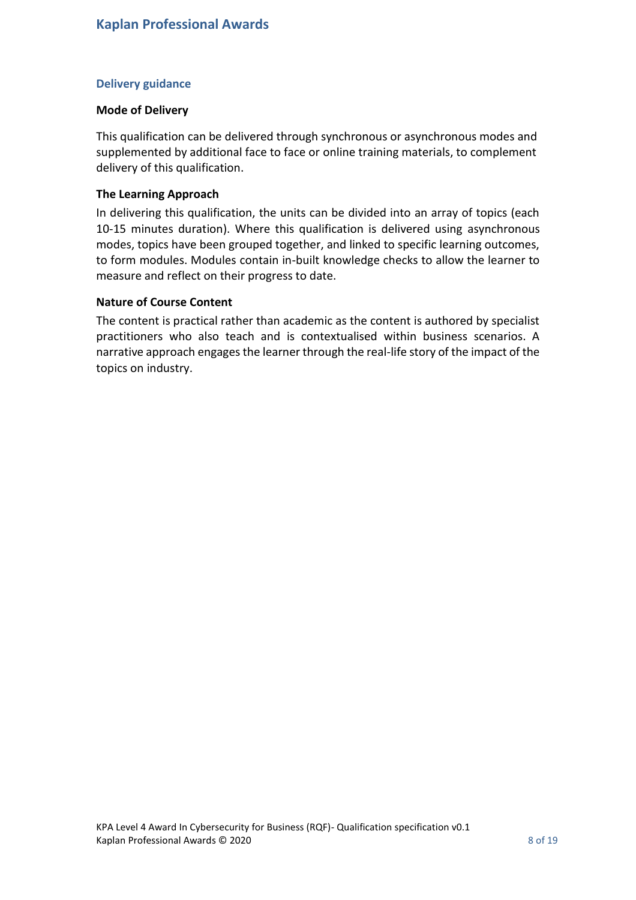## Delivery guidance

### Mode of Delivery

This qualification can be delivered through synchronous or asynchronous modes and supplemented by additional face to face or online training materials, to complement delivery of this qualification.

### The Learning Approach

In delivering this qualification, the units can be divided into an array of topics (each 10-15 minutes duration). Where this qualification is delivered using asynchronous modes, topics have been grouped together, and linked to specific learning outcomes, to form modules. Modules contain in-built knowledge checks to allow the learner to measure and reflect on their progress to date.

### Nature of Course Content

The content is practical rather than academic as the content is authored by specialist practitioners who also teach and is contextualised within business scenarios. A narrative approach engages the learner through the real-life story of the impact of the topics on industry.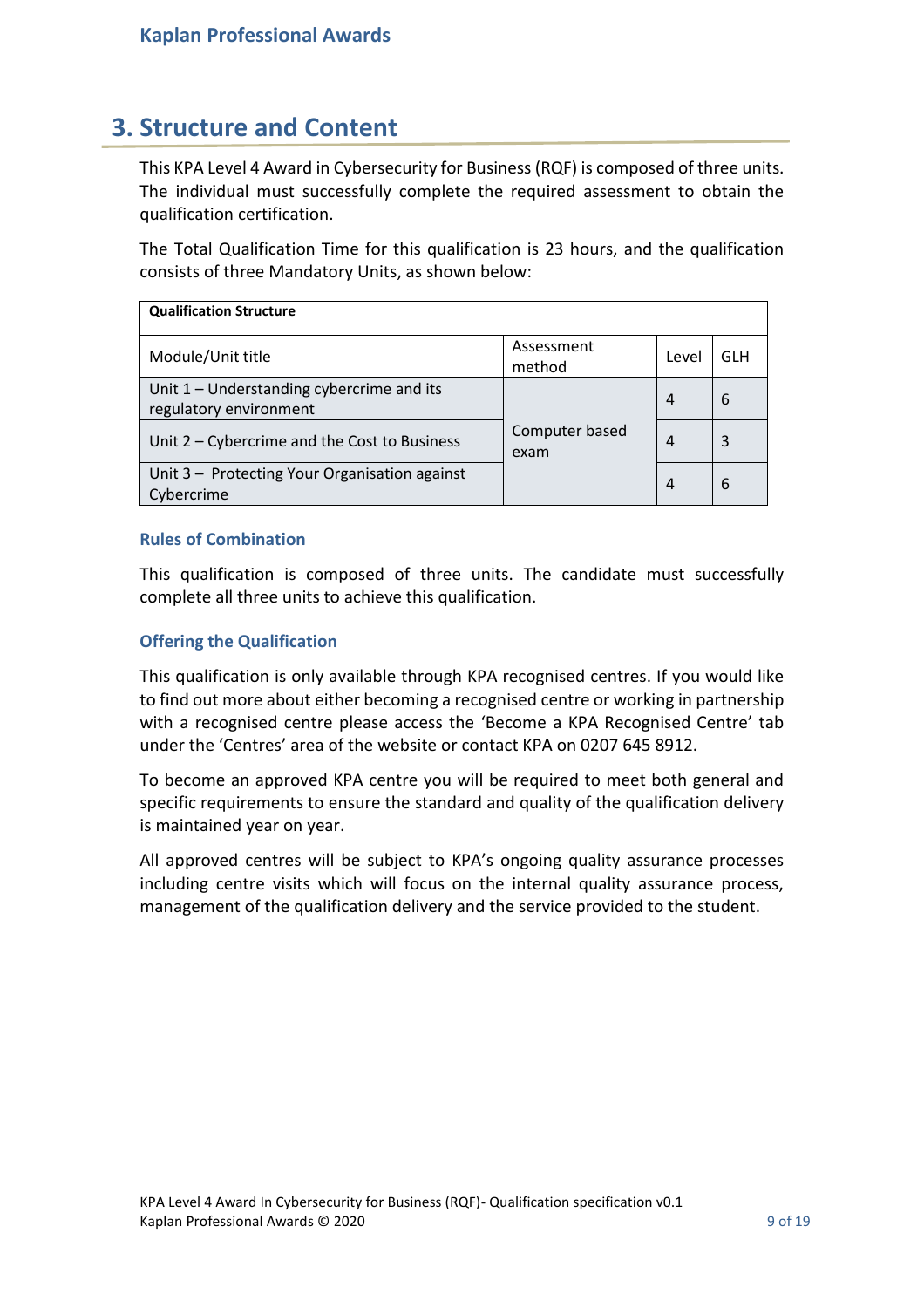## 3. Structure and Content

This KPA Level 4 Award in Cybersecurity for Business (RQF) is composed of three units. The individual must successfully complete the required assessment to obtain the qualification certification.

The Total Qualification Time for this qualification is 23 hours, and the qualification consists of three Mandatory Units, as shown below:

| **Qualification Structure** | | | |
|---|---|---|---|
| Module/Unit title | Assessment method | Level | GLH |
| Unit 1 – Understanding cybercrime and its regulatory environment | Computer based exam | 4 | 6 |
| Unit 2 – Cybercrime and the Cost to Business | | 4 | 3 |
| Unit 3 – Protecting Your Organisation against Cybercrime | | 4 | 6 |

### Rules of Combination

This qualification is composed of three units. The candidate must successfully complete all three units to achieve this qualification.

### Offering the Qualification

This qualification is only available through KPA recognised centres. If you would like to find out more about either becoming a recognised centre or working in partnership with a recognised centre please access the 'Become a KPA Recognised Centre' tab under the 'Centres' area of the website or contact KPA on 0207 645 8912.

To become an approved KPA centre you will be required to meet both general and specific requirements to ensure the standard and quality of the qualification delivery is maintained year on year.

All approved centres will be subject to KPA's ongoing quality assurance processes including centre visits which will focus on the internal quality assurance process, management of the qualification delivery and the service provided to the student.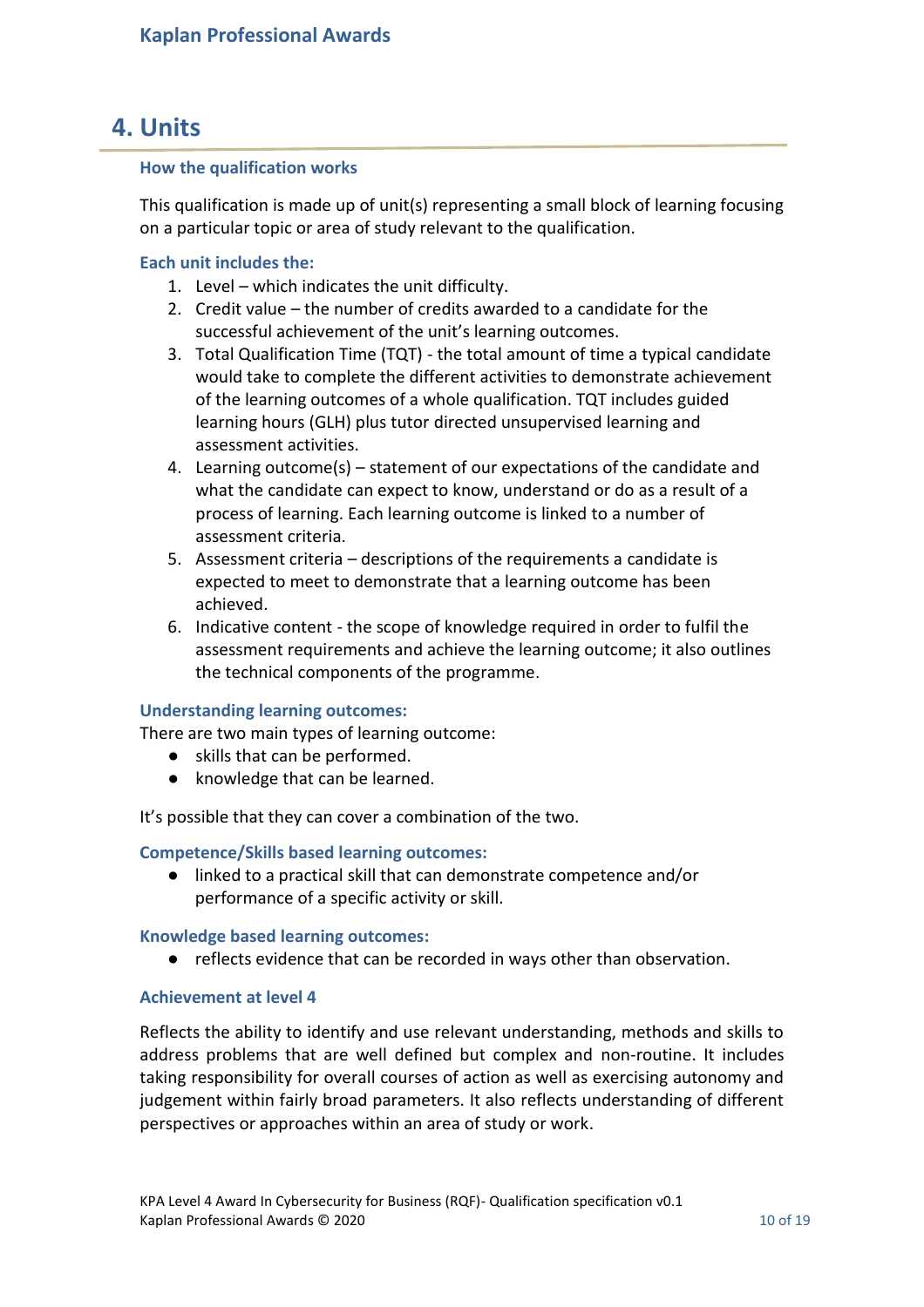# 4. Units

### How the qualification works

This qualification is made up of unit(s) representing a small block of learning focusing on a particular topic or area of study relevant to the qualification.

### Each unit includes the:

1. Level – which indicates the unit difficulty.
2. Credit value – the number of credits awarded to a candidate for the successful achievement of the unit's learning outcomes.
3. Total Qualification Time (TQT) - the total amount of time a typical candidate would take to complete the different activities to demonstrate achievement of the learning outcomes of a whole qualification. TQT includes guided learning hours (GLH) plus tutor directed unsupervised learning and assessment activities.
4. Learning outcome(s) – statement of our expectations of the candidate and what the candidate can expect to know, understand or do as a result of a process of learning. Each learning outcome is linked to a number of assessment criteria.
5. Assessment criteria – descriptions of the requirements a candidate is expected to meet to demonstrate that a learning outcome has been achieved.
6. Indicative content - the scope of knowledge required in order to fulfil the assessment requirements and achieve the learning outcome; it also outlines the technical components of the programme.

### Understanding learning outcomes:

There are two main types of learning outcome:

- skills that can be performed.
- knowledge that can be learned.

It's possible that they can cover a combination of the two.

### Competence/Skills based learning outcomes:

- linked to a practical skill that can demonstrate competence and/or performance of a specific activity or skill.

### Knowledge based learning outcomes:

- reflects evidence that can be recorded in ways other than observation.

### Achievement at level 4

Reflects the ability to identify and use relevant understanding, methods and skills to address problems that are well defined but complex and non-routine. It includes taking responsibility for overall courses of action as well as exercising autonomy and judgement within fairly broad parameters. It also reflects understanding of different perspectives or approaches within an area of study or work.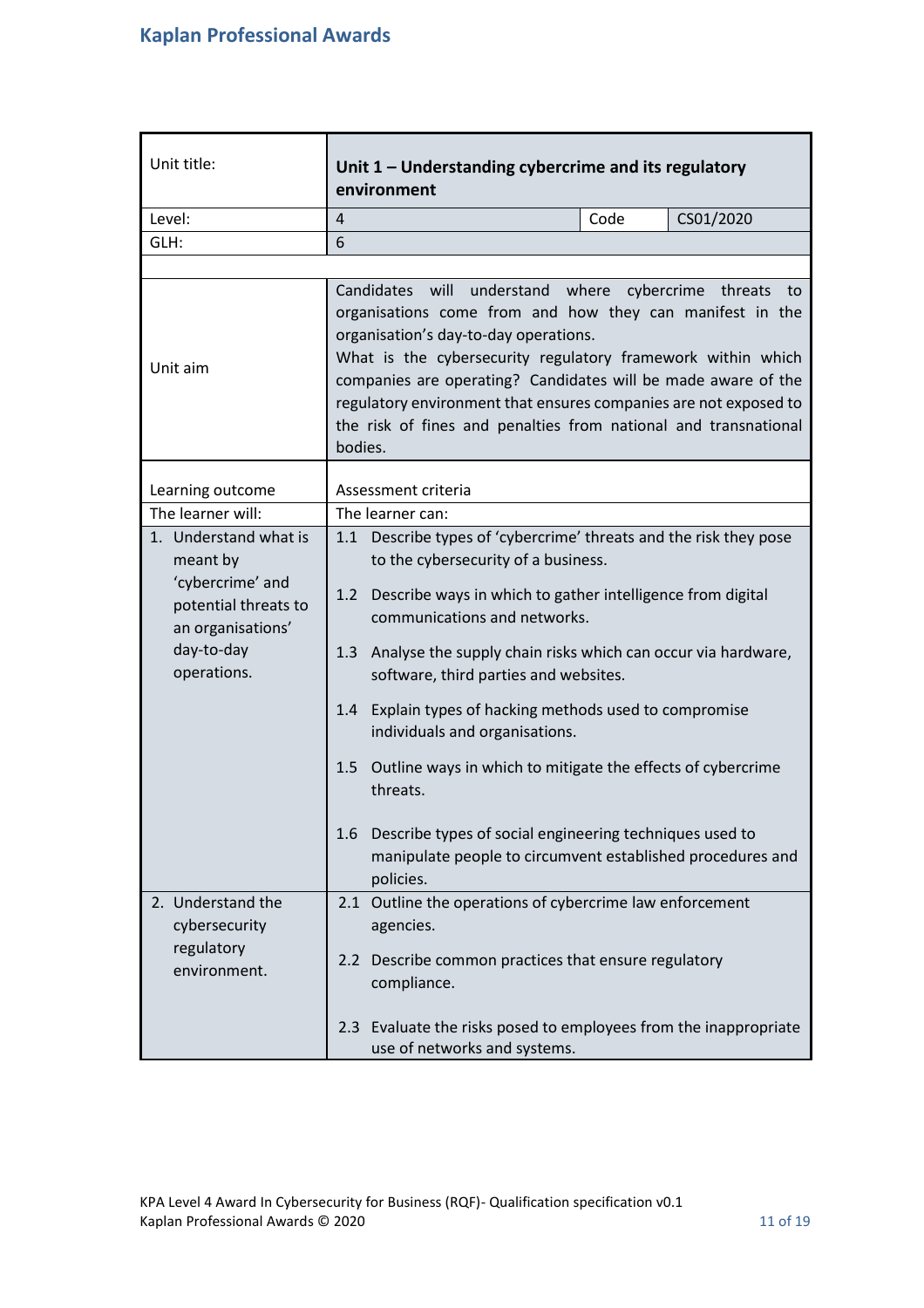| Unit title: | Unit 1 – Understanding cybercrime and its regulatory environment | | |
|---|---|---|---|
| Level: | 4 | Code | CS01/2020 |
| GLH: | 6 | | |
| | | | |
| Unit aim | Candidates will understand where cybercrime threats to organisations come from and how they can manifest in the organisation's day-to-day operations.<br>What is the cybersecurity regulatory framework within which companies are operating? Candidates will be made aware of the regulatory environment that ensures companies are not exposed to the risk of fines and penalties from national and transnational bodies. | | |

| Learning outcome | Assessment criteria |
|---|---|
| The learner will: | The learner can: |
| 1. Understand what is meant by 'cybercrime' and potential threats to an organisations' day-to-day operations. | 1.1 Describe types of 'cybercrime' threats and the risk they pose to the cybersecurity of a business.<br>1.2 Describe ways in which to gather intelligence from digital communications and networks.<br>1.3 Analyse the supply chain risks which can occur via hardware, software, third parties and websites.<br>1.4 Explain types of hacking methods used to compromise individuals and organisations.<br>1.5 Outline ways in which to mitigate the effects of cybercrime threats.<br>1.6 Describe types of social engineering techniques used to manipulate people to circumvent established procedures and policies. |
| 2. Understand the cybersecurity regulatory environment. | 2.1 Outline the operations of cybercrime law enforcement agencies.<br>2.2 Describe common practices that ensure regulatory compliance.<br>2.3 Evaluate the risks posed to employees from the inappropriate use of networks and systems. |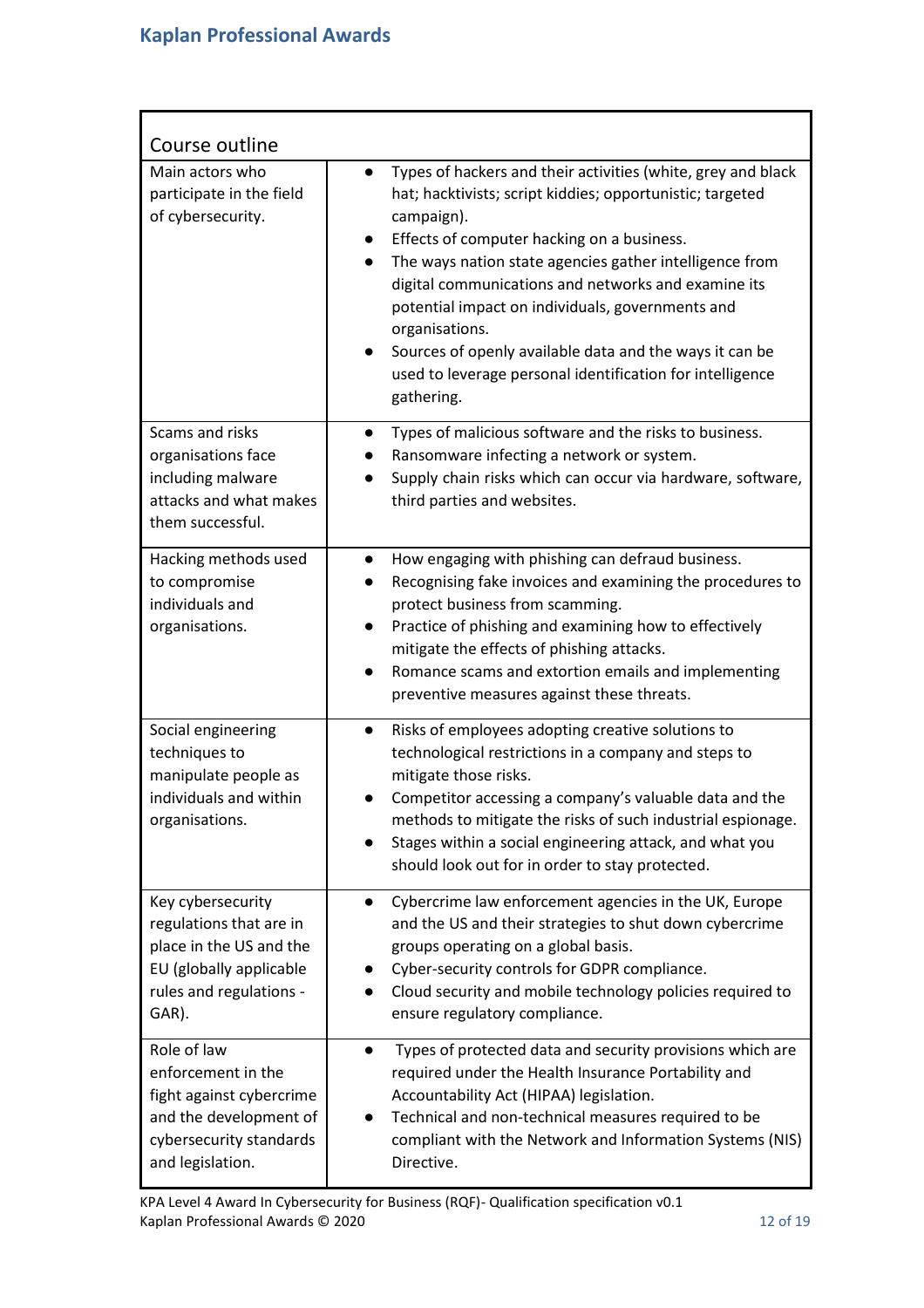| Course outline | |
|---|---|
| Main actors who participate in the field of cybersecurity. | • Types of hackers and their activities (white, grey and black hat; hacktivists; script kiddies; opportunistic; targeted campaign).<br>• Effects of computer hacking on a business.<br>• The ways nation state agencies gather intelligence from digital communications and networks and examine its potential impact on individuals, governments and organisations.<br>• Sources of openly available data and the ways it can be used to leverage personal identification for intelligence gathering. |
| Scams and risks organisations face including malware attacks and what makes them successful. | • Types of malicious software and the risks to business.<br>• Ransomware infecting a network or system.<br>• Supply chain risks which can occur via hardware, software, third parties and websites. |
| Hacking methods used to compromise individuals and organisations. | • How engaging with phishing can defraud business.<br>• Recognising fake invoices and examining the procedures to protect business from scamming.<br>• Practice of phishing and examining how to effectively mitigate the effects of phishing attacks.<br>• Romance scams and extortion emails and implementing preventive measures against these threats. |
| Social engineering techniques to manipulate people as individuals and within organisations. | • Risks of employees adopting creative solutions to technological restrictions in a company and steps to mitigate those risks.<br>• Competitor accessing a company's valuable data and the methods to mitigate the risks of such industrial espionage.<br>• Stages within a social engineering attack, and what you should look out for in order to stay protected. |
| Key cybersecurity regulations that are in place in the US and the EU (globally applicable rules and regulations - GAR). | • Cybercrime law enforcement agencies in the UK, Europe and the US and their strategies to shut down cybercrime groups operating on a global basis.<br>• Cyber-security controls for GDPR compliance.<br>• Cloud security and mobile technology policies required to ensure regulatory compliance. |
| Role of law enforcement in the fight against cybercrime and the development of cybersecurity standards and legislation. | • Types of protected data and security provisions which are required under the Health Insurance Portability and Accountability Act (HIPAA) legislation.<br>• Technical and non-technical measures required to be compliant with the Network and Information Systems (NIS) Directive. |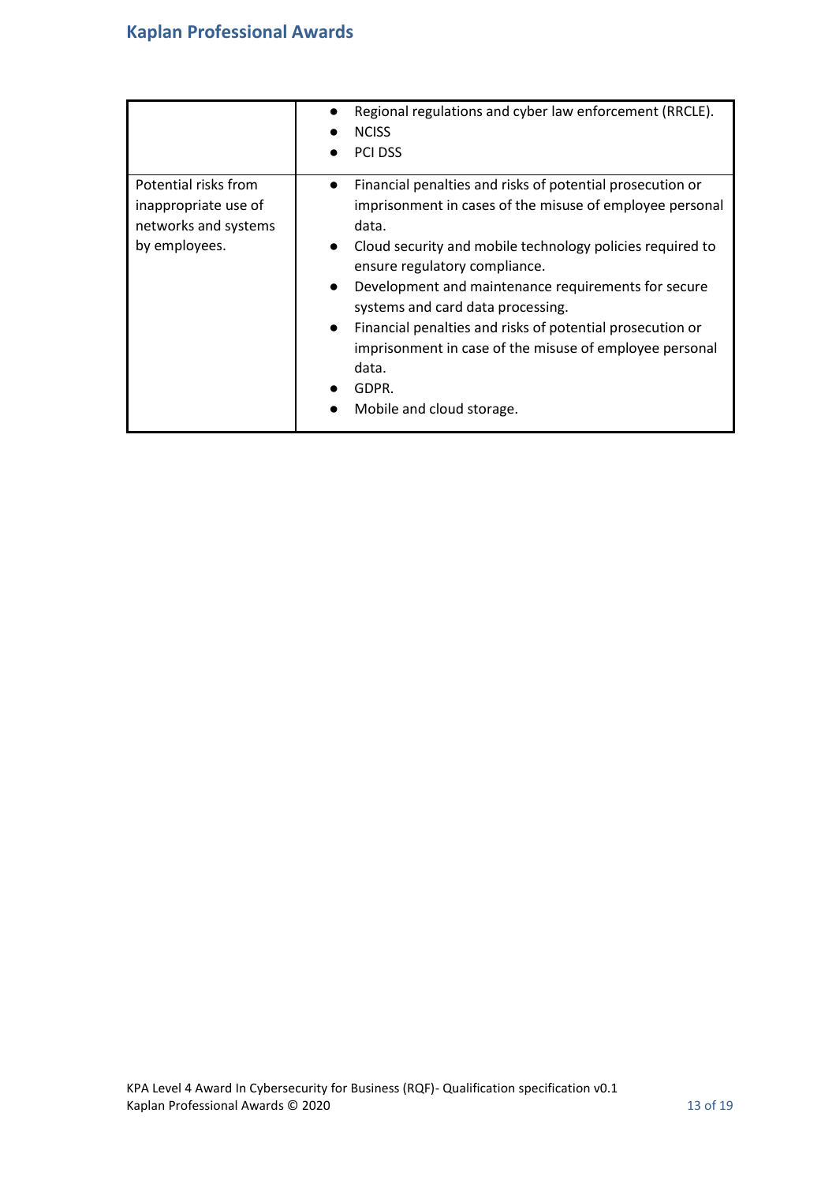| | |
|---|---|
| | • Regional regulations and cyber law enforcement (RRCLE).<br>• NCISS<br>• PCI DSS |
| Potential risks from inappropriate use of networks and systems by employees. | • Financial penalties and risks of potential prosecution or imprisonment in cases of the misuse of employee personal data.<br>• Cloud security and mobile technology policies required to ensure regulatory compliance.<br>• Development and maintenance requirements for secure systems and card data processing.<br>• Financial penalties and risks of potential prosecution or imprisonment in case of the misuse of employee personal data.<br>• GDPR.<br>• Mobile and cloud storage. |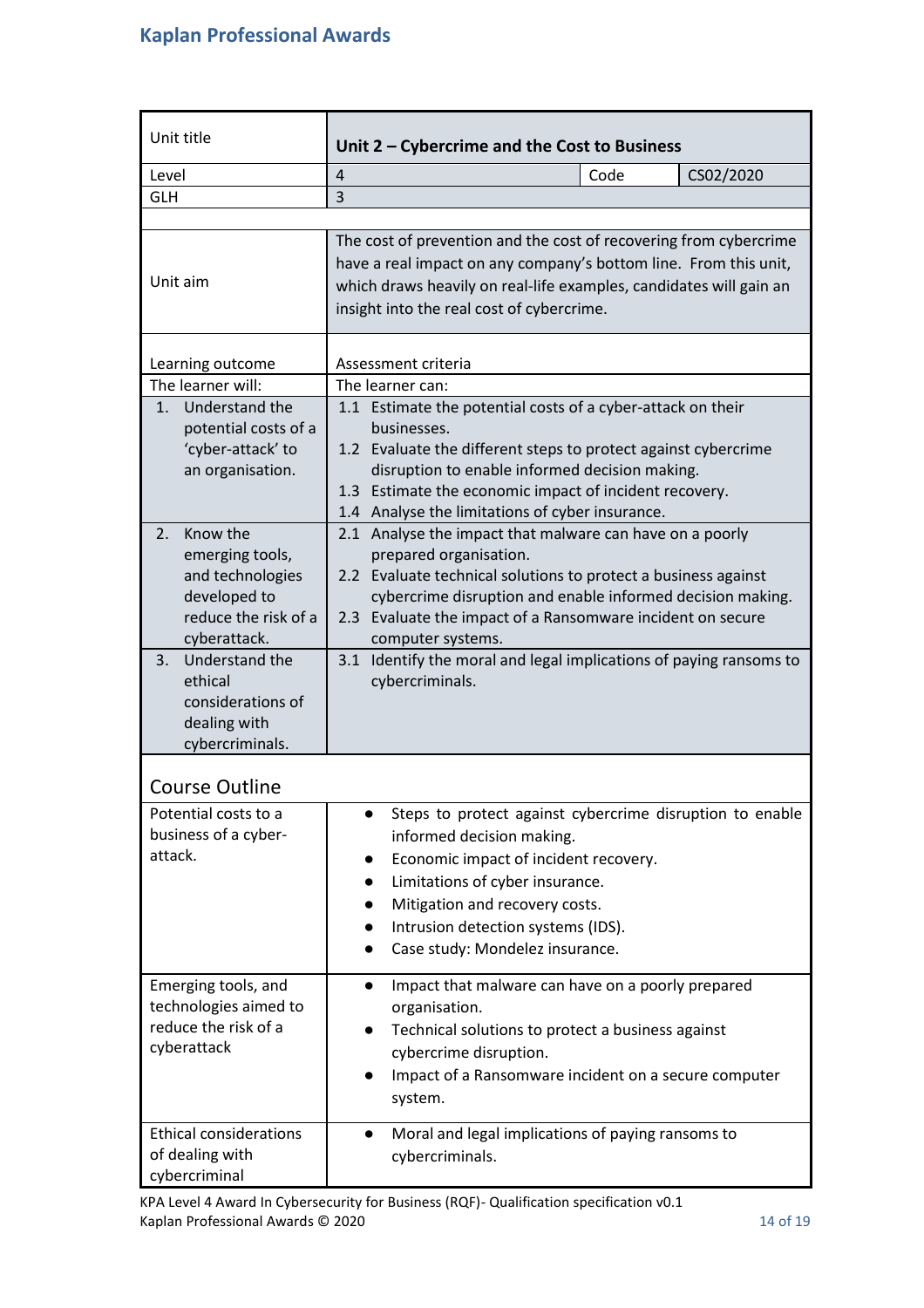| Unit title | Unit 2 – Cybercrime and the Cost to Business | | |
|---|---|---|---|
| Level | 4 | Code | CS02/2020 |
| GLH | 3 | | |
| Unit aim | The cost of prevention and the cost of recovering from cybercrime have a real impact on any company's bottom line. From this unit, which draws heavily on real-life examples, candidates will gain an insight into the real cost of cybercrime. | | |

| Learning outcome<br>The learner will: | Assessment criteria<br>The learner can: |
|---|---|
| 1. Understand the potential costs of a 'cyber-attack' to an organisation. | 1.1 Estimate the potential costs of a cyber-attack on their businesses.<br>1.2 Evaluate the different steps to protect against cybercrime disruption to enable informed decision making.<br>1.3 Estimate the economic impact of incident recovery.<br>1.4 Analyse the limitations of cyber insurance. |
| 2. Know the emerging tools, and technologies developed to reduce the risk of a cyberattack. | 2.1 Analyse the impact that malware can have on a poorly prepared organisation.<br>2.2 Evaluate technical solutions to protect a business against cybercrime disruption and enable informed decision making.<br>2.3 Evaluate the impact of a Ransomware incident on secure computer systems. |
| 3. Understand the ethical considerations of dealing with cybercriminals. | 3.1 Identify the moral and legal implications of paying ransoms to cybercriminals. |

## Course Outline

| | |
|---|---|
| Potential costs to a business of a cyber-attack. | • Steps to protect against cybercrime disruption to enable informed decision making.<br>• Economic impact of incident recovery.<br>• Limitations of cyber insurance.<br>• Mitigation and recovery costs.<br>• Intrusion detection systems (IDS).<br>• Case study: Mondelez insurance. |
| Emerging tools, and technologies aimed to reduce the risk of a cyberattack | • Impact that malware can have on a poorly prepared organisation.<br>• Technical solutions to protect a business against cybercrime disruption.<br>• Impact of a Ransomware incident on a secure computer system. |
| Ethical considerations of dealing with cybercriminal | • Moral and legal implications of paying ransoms to cybercriminals. |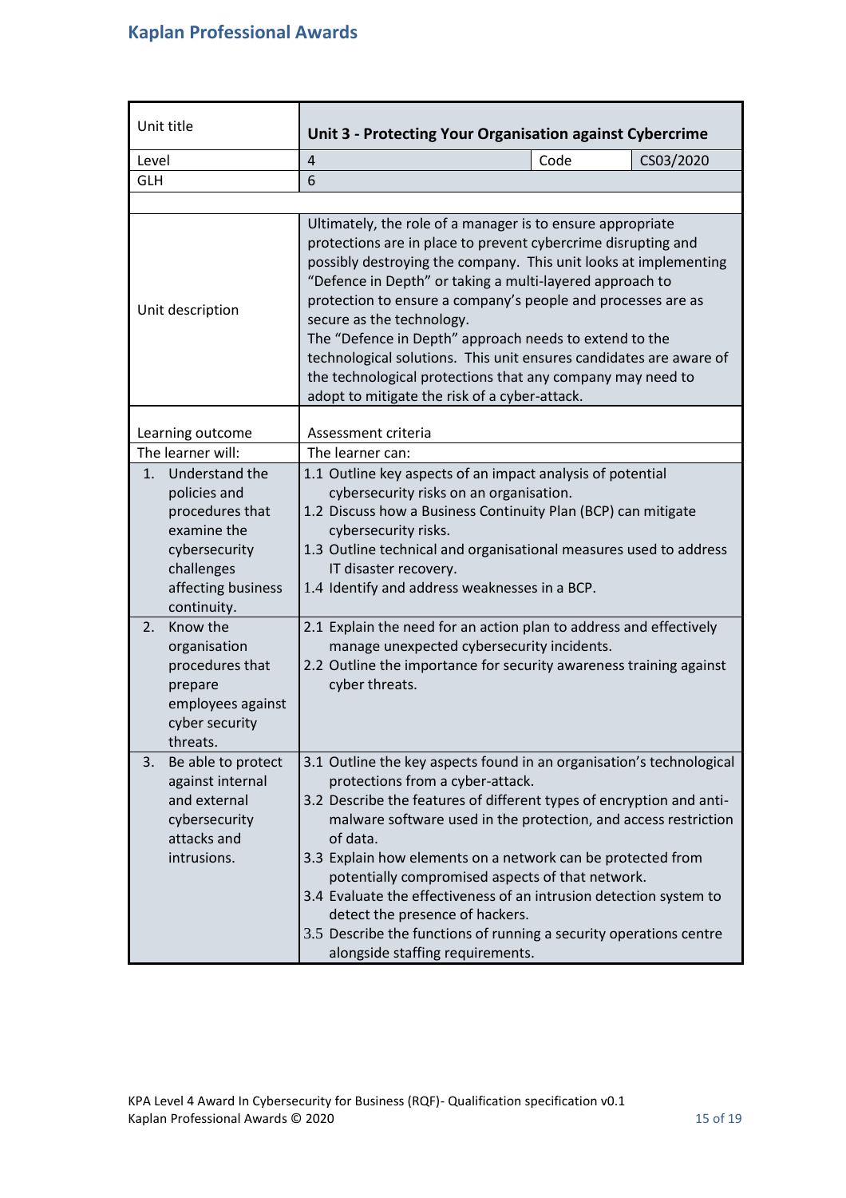| Unit title | Unit 3 - Protecting Your Organisation against Cybercrime | | |
|---|---|---|---|
| Level | 4 | Code | CS03/2020 |
| GLH | 6 | | |
| Unit description | Ultimately, the role of a manager is to ensure appropriate protections are in place to prevent cybercrime disrupting and possibly destroying the company. This unit looks at implementing "Defence in Depth" or taking a multi-layered approach to protection to ensure a company's people and processes are as secure as the technology.<br>The "Defence in Depth" approach needs to extend to the technological solutions. This unit ensures candidates are aware of the technological protections that any company may need to adopt to mitigate the risk of a cyber-attack. | | |
| Learning outcome<br>The learner will: | Assessment criteria<br>The learner can: | | |
| 1. Understand the policies and procedures that examine the cybersecurity challenges affecting business continuity. | 1.1 Outline key aspects of an impact analysis of potential cybersecurity risks on an organisation.<br>1.2 Discuss how a Business Continuity Plan (BCP) can mitigate cybersecurity risks.<br>1.3 Outline technical and organisational measures used to address IT disaster recovery.<br>1.4 Identify and address weaknesses in a BCP. | | |
| 2. Know the organisation procedures that prepare employees against cyber security threats. | 2.1 Explain the need for an action plan to address and effectively manage unexpected cybersecurity incidents.<br>2.2 Outline the importance for security awareness training against cyber threats. | | |
| 3. Be able to protect against internal and external cybersecurity attacks and intrusions. | 3.1 Outline the key aspects found in an organisation's technological protections from a cyber-attack.<br>3.2 Describe the features of different types of encryption and anti-malware software used in the protection, and access restriction of data.<br>3.3 Explain how elements on a network can be protected from potentially compromised aspects of that network.<br>3.4 Evaluate the effectiveness of an intrusion detection system to detect the presence of hackers.<br>3.5 Describe the functions of running a security operations centre alongside staffing requirements. | | |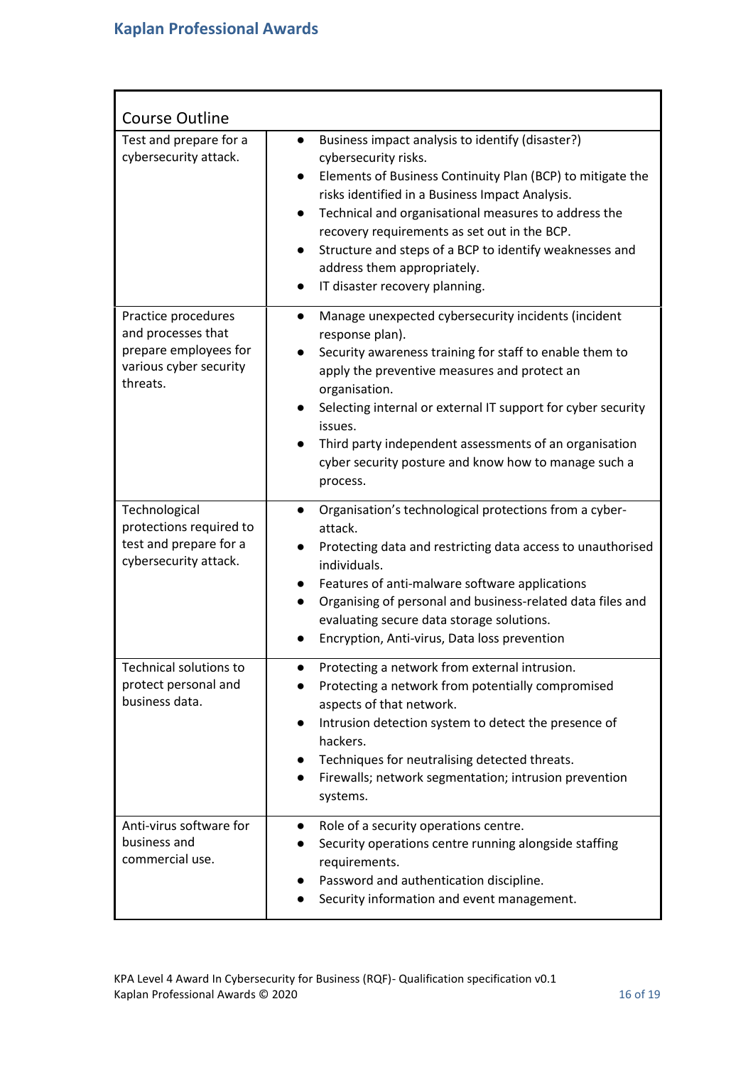| Course Outline | |
|---|---|
| Test and prepare for a cybersecurity attack. | • Business impact analysis to identify (disaster?) cybersecurity risks.<br>• Elements of Business Continuity Plan (BCP) to mitigate the risks identified in a Business Impact Analysis.<br>• Technical and organisational measures to address the recovery requirements as set out in the BCP.<br>• Structure and steps of a BCP to identify weaknesses and address them appropriately.<br>• IT disaster recovery planning. |
| Practice procedures and processes that prepare employees for various cyber security threats. | • Manage unexpected cybersecurity incidents (incident response plan).<br>• Security awareness training for staff to enable them to apply the preventive measures and protect an organisation.<br>• Selecting internal or external IT support for cyber security issues.<br>• Third party independent assessments of an organisation cyber security posture and know how to manage such a process. |
| Technological protections required to test and prepare for a cybersecurity attack. | • Organisation's technological protections from a cyber-attack.<br>• Protecting data and restricting data access to unauthorised individuals.<br>• Features of anti-malware software applications<br>• Organising of personal and business-related data files and evaluating secure data storage solutions.<br>• Encryption, Anti-virus, Data loss prevention |
| Technical solutions to protect personal and business data. | • Protecting a network from external intrusion.<br>• Protecting a network from potentially compromised aspects of that network.<br>• Intrusion detection system to detect the presence of hackers.<br>• Techniques for neutralising detected threats.<br>• Firewalls; network segmentation; intrusion prevention systems. |
| Anti-virus software for business and commercial use. | • Role of a security operations centre.<br>• Security operations centre running alongside staffing requirements.<br>• Password and authentication discipline.<br>• Security information and event management. |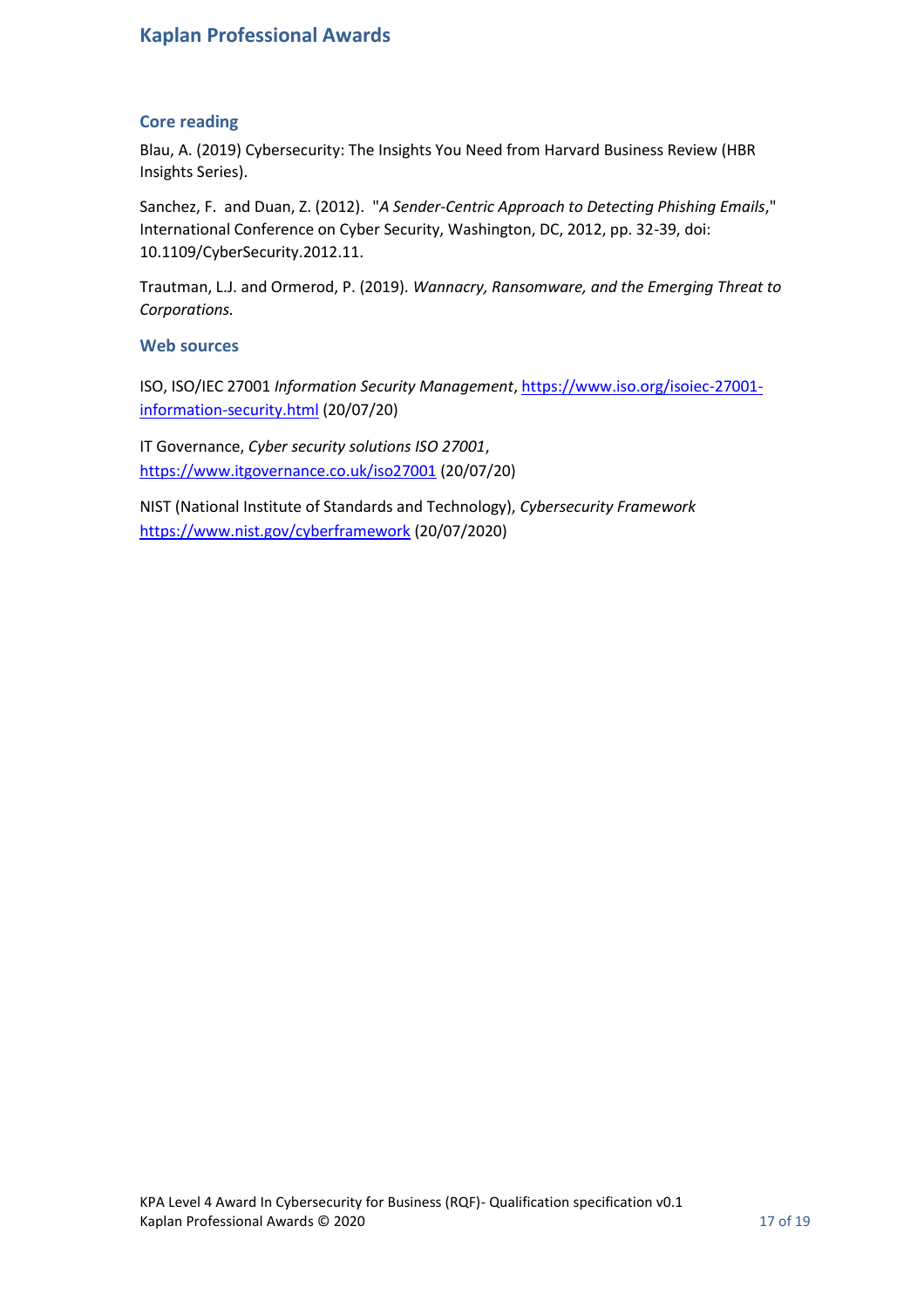## Core reading

Blau, A. (2019) Cybersecurity: The Insights You Need from Harvard Business Review (HBR Insights Series).

Sanchez, F. and Duan, Z. (2012). "*A Sender-Centric Approach to Detecting Phishing Emails*," International Conference on Cyber Security, Washington, DC, 2012, pp. 32-39, doi: 10.1109/CyberSecurity.2012.11.

Trautman, L.J. and Ormerod, P. (2019). *Wannacry, Ransomware, and the Emerging Threat to Corporations.*

## Web sources

ISO, ISO/IEC 27001 *Information Security Management*, https://www.iso.org/isoiec-27001-information-security.html (20/07/20)

IT Governance, *Cyber security solutions ISO 27001*, https://www.itgovernance.co.uk/iso27001 (20/07/20)

NIST (National Institute of Standards and Technology), *Cybersecurity Framework* https://www.nist.gov/cyberframework (20/07/2020)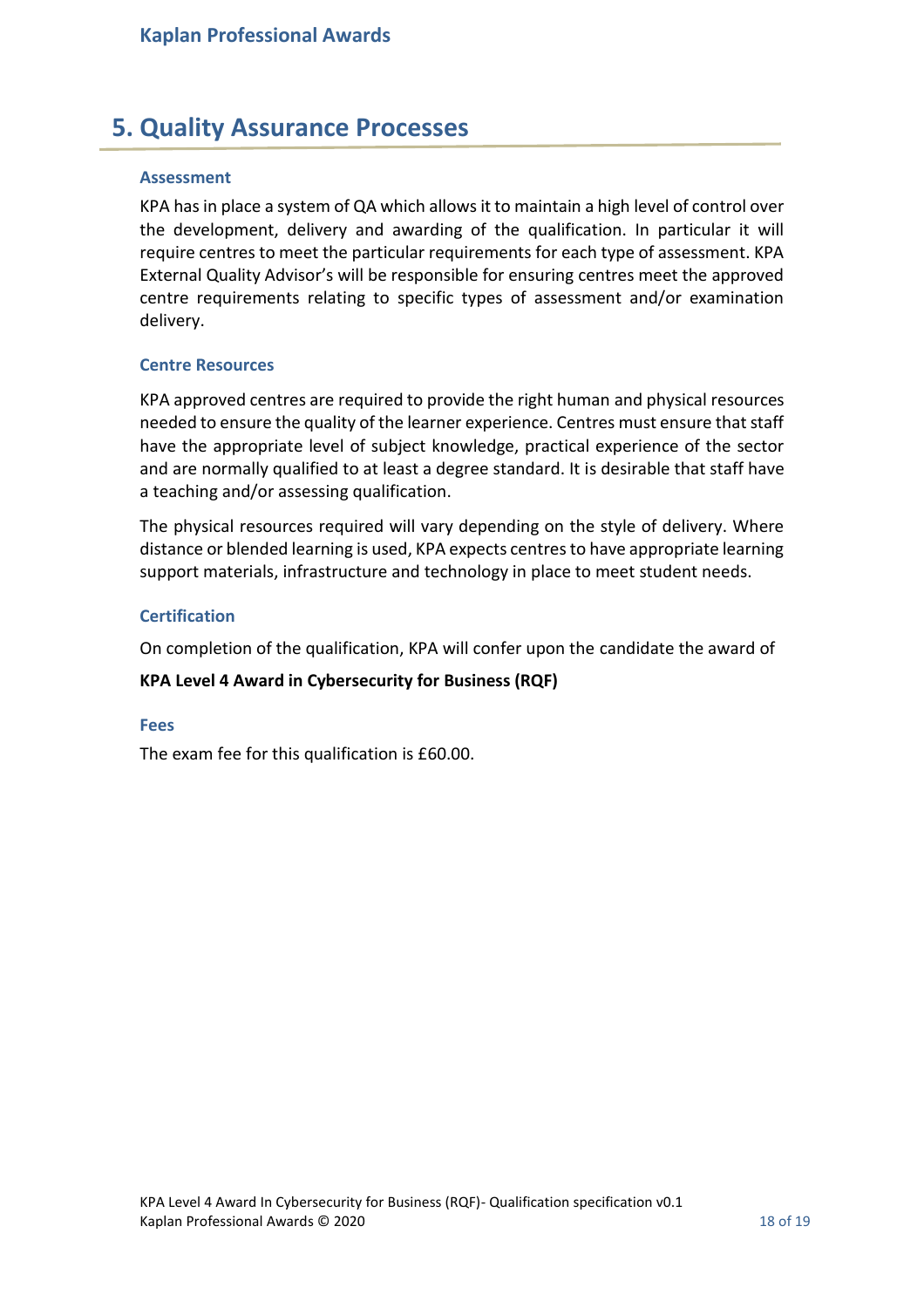# 5. Quality Assurance Processes

### Assessment

KPA has in place a system of QA which allows it to maintain a high level of control over the development, delivery and awarding of the qualification. In particular it will require centres to meet the particular requirements for each type of assessment. KPA External Quality Advisor's will be responsible for ensuring centres meet the approved centre requirements relating to specific types of assessment and/or examination delivery.

### Centre Resources

KPA approved centres are required to provide the right human and physical resources needed to ensure the quality of the learner experience. Centres must ensure that staff have the appropriate level of subject knowledge, practical experience of the sector and are normally qualified to at least a degree standard. It is desirable that staff have a teaching and/or assessing qualification.

The physical resources required will vary depending on the style of delivery. Where distance or blended learning is used, KPA expects centres to have appropriate learning support materials, infrastructure and technology in place to meet student needs.

### Certification

On completion of the qualification, KPA will confer upon the candidate the award of

**KPA Level 4 Award in Cybersecurity for Business (RQF)**

### Fees

The exam fee for this qualification is £60.00.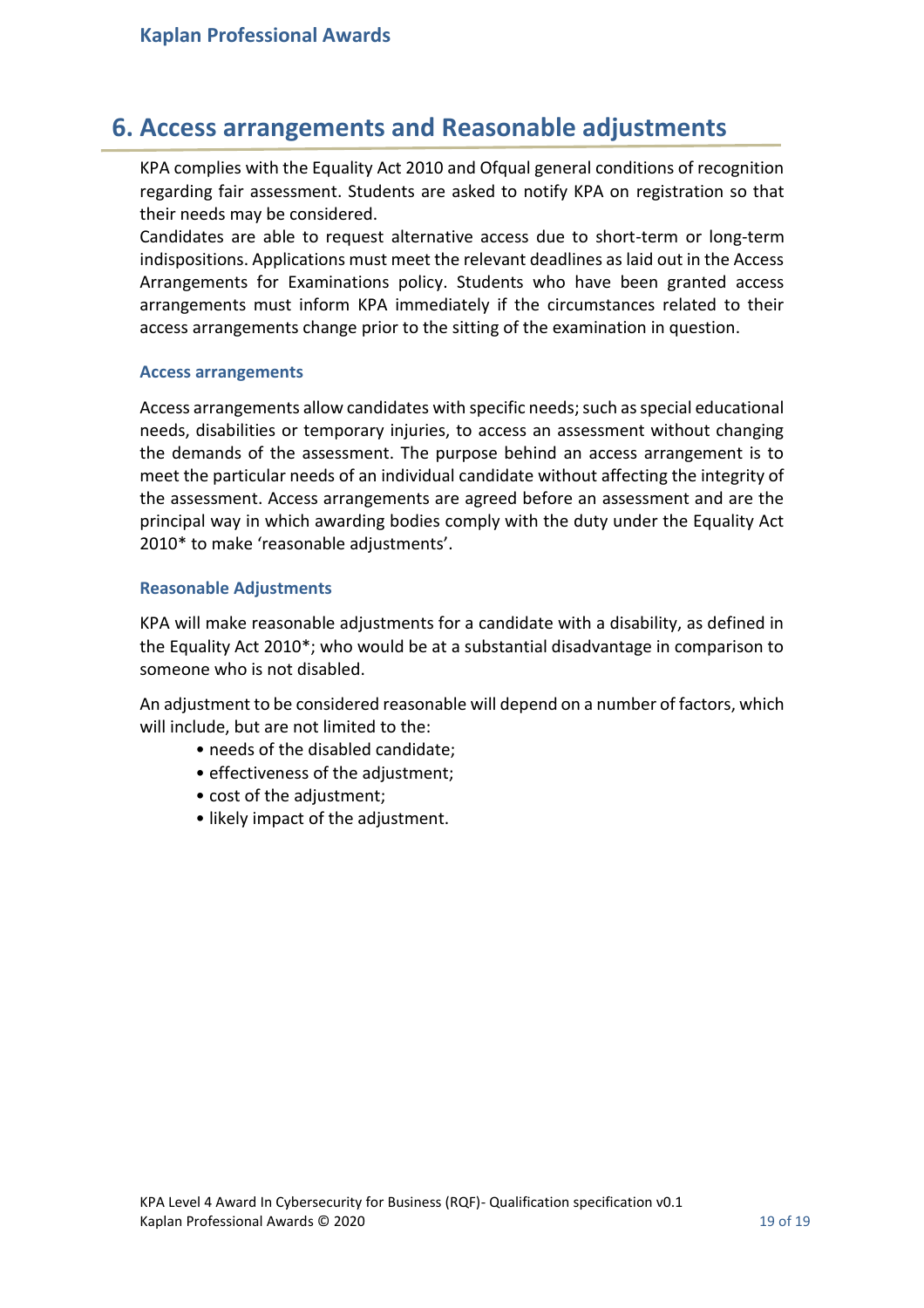## 6. Access arrangements and Reasonable adjustments

KPA complies with the Equality Act 2010 and Ofqual general conditions of recognition regarding fair assessment. Students are asked to notify KPA on registration so that their needs may be considered.
Candidates are able to request alternative access due to short-term or long-term indispositions. Applications must meet the relevant deadlines as laid out in the Access Arrangements for Examinations policy. Students who have been granted access arrangements must inform KPA immediately if the circumstances related to their access arrangements change prior to the sitting of the examination in question.

### Access arrangements

Access arrangements allow candidates with specific needs; such as special educational needs, disabilities or temporary injuries, to access an assessment without changing the demands of the assessment. The purpose behind an access arrangement is to meet the particular needs of an individual candidate without affecting the integrity of the assessment. Access arrangements are agreed before an assessment and are the principal way in which awarding bodies comply with the duty under the Equality Act 2010* to make 'reasonable adjustments'.

### Reasonable Adjustments

KPA will make reasonable adjustments for a candidate with a disability, as defined in the Equality Act 2010*; who would be at a substantial disadvantage in comparison to someone who is not disabled.

An adjustment to be considered reasonable will depend on a number of factors, which will include, but are not limited to the:

- needs of the disabled candidate;
- effectiveness of the adjustment;
- cost of the adjustment;
- likely impact of the adjustment.